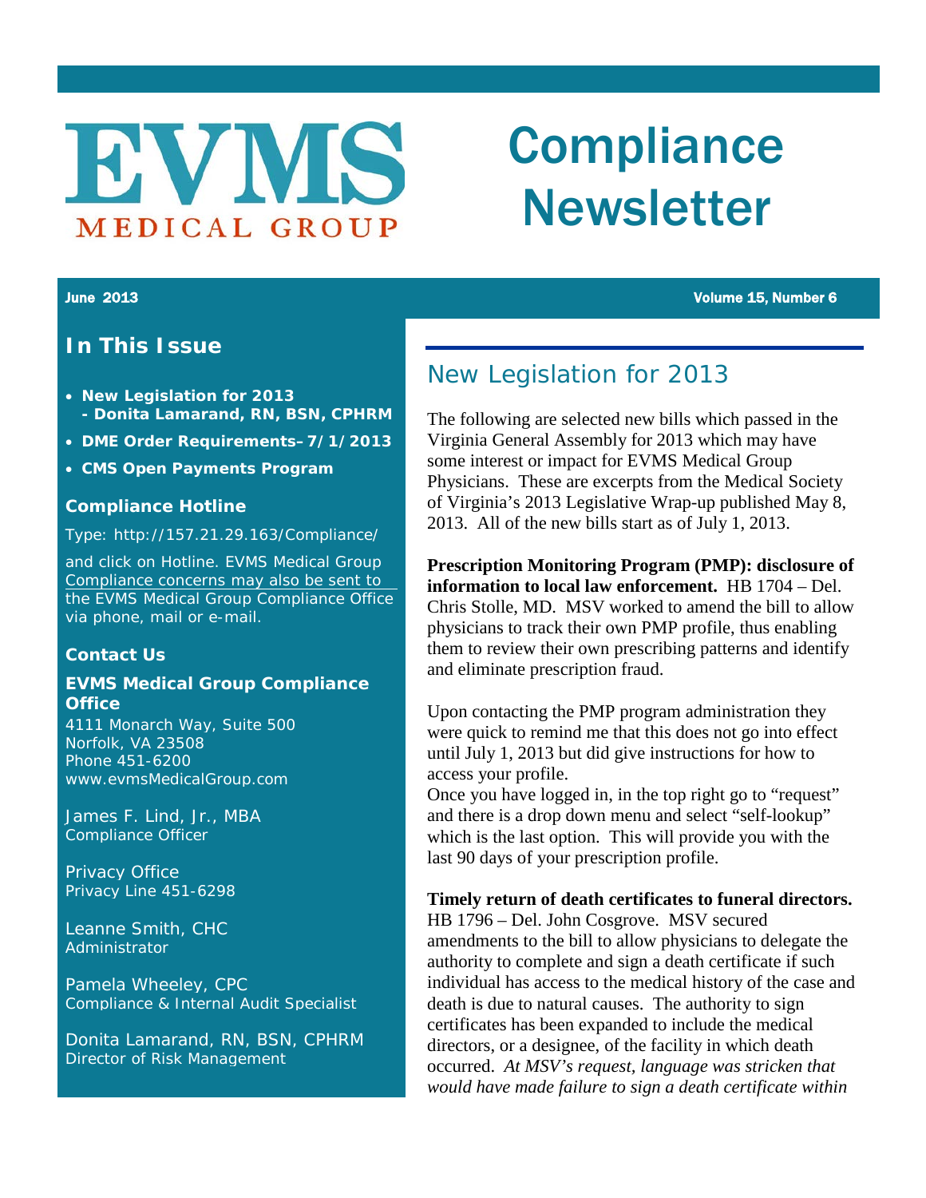# EVMS MEDICAL GROUP

# Compliance Newsletter

**June 2013** **Volume 15, Number 6**

## In This Issue

- **New Legislation for 2013 - Donita Lamarand, RN, BSN, CPHRM**
- **DME Order Requirements– 7/1/2013**
- **CMS Open Payments Program**

### Compliance Hotline

Type: http://157.21.29.163/Compliance/

and click on Hotline. EVMS Medical Group Compliance concerns may also be sent to the EVMS Medical Group Compliance Office via phone, mail or e-mail.

### Contact Us

**EVMS Medical Group Compliance Office**
4111 Monarch Way, Suite 500
Norfolk, VA 23508
Phone 451-6200
www.evmsMedicalGroup.com

James F. Lind, Jr., MBA
Compliance Officer

Privacy Office
Privacy Line 451-6298

Leanne Smith, CHC
Administrator

Pamela Wheeley, CPC
Compliance & Internal Audit Specialist

Donita Lamarand, RN, BSN, CPHRM
Director of Risk Management

## New Legislation for 2013

The following are selected new bills which passed in the Virginia General Assembly for 2013 which may have some interest or impact for EVMS Medical Group Physicians. These are excerpts from the Medical Society of Virginia's 2013 Legislative Wrap-up published May 8, 2013. All of the new bills start as of July 1, 2013.

**Prescription Monitoring Program (PMP): disclosure of information to local law enforcement.** HB 1704 – Del. Chris Stolle, MD. MSV worked to amend the bill to allow physicians to track their own PMP profile, thus enabling them to review their own prescribing patterns and identify and eliminate prescription fraud.

Upon contacting the PMP program administration they were quick to remind me that this does not go into effect until July 1, 2013 but did give instructions for how to access your profile.
Once you have logged in, in the top right go to "request" and there is a drop down menu and select "self-lookup" which is the last option. This will provide you with the last 90 days of your prescription profile.

**Timely return of death certificates to funeral directors.** HB 1796 – Del. John Cosgrove. MSV secured amendments to the bill to allow physicians to delegate the authority to complete and sign a death certificate if such individual has access to the medical history of the case and death is due to natural causes. The authority to sign certificates has been expanded to include the medical directors, or a designee, of the facility in which death occurred. *At MSV's request, language was stricken that would have made failure to sign a death certificate within*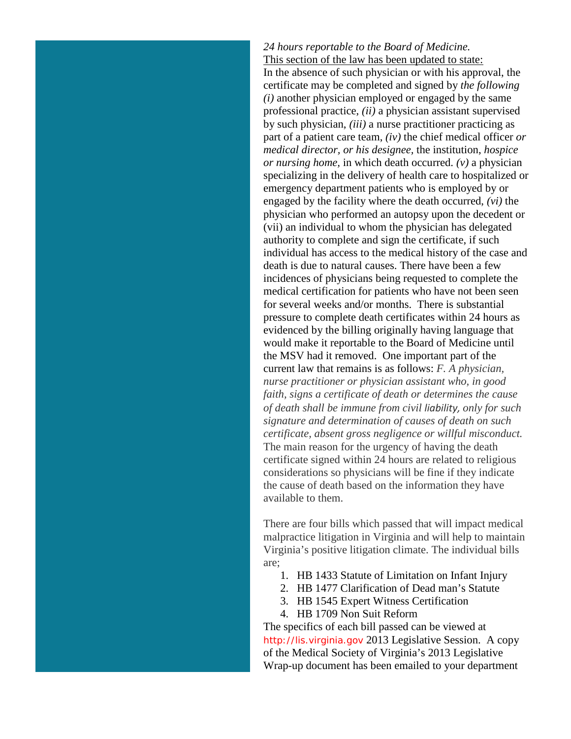*24 hours reportable to the Board of Medicine.*
This section of the law has been updated to state:
In the absence of such physician or with his approval, the certificate may be completed and signed by *the following (i)* another physician employed or engaged by the same professional practice, *(ii)* a physician assistant supervised by such physician, *(iii)* a nurse practitioner practicing as part of a patient care team, *(iv)* the chief medical officer *or medical director, or his designee,* the institution, *hospice or nursing home,* in which death occurred. *(v)* a physician specializing in the delivery of health care to hospitalized or emergency department patients who is employed by or engaged by the facility where the death occurred, *(vi)* the physician who performed an autopsy upon the decedent or (vii) an individual to whom the physician has delegated authority to complete and sign the certificate, if such individual has access to the medical history of the case and death is due to natural causes. There have been a few incidences of physicians being requested to complete the medical certification for patients who have not been seen for several weeks and/or months. There is substantial pressure to complete death certificates within 24 hours as evidenced by the billing originally having language that would make it reportable to the Board of Medicine until the MSV had it removed. One important part of the current law that remains is as follows: *F. A physician, nurse practitioner or physician assistant who, in good faith, signs a certificate of death or determines the cause of death shall be immune from civil liability, only for such signature and determination of causes of death on such certificate, absent gross negligence or willful misconduct.* The main reason for the urgency of having the death certificate signed within 24 hours are related to religious considerations so physicians will be fine if they indicate the cause of death based on the information they have available to them.

There are four bills which passed that will impact medical malpractice litigation in Virginia and will help to maintain Virginia's positive litigation climate. The individual bills are;

1. HB 1433 Statute of Limitation on Infant Injury
2. HB 1477 Clarification of Dead man's Statute
3. HB 1545 Expert Witness Certification
4. HB 1709 Non Suit Reform

The specifics of each bill passed can be viewed at http://lis.virginia.gov 2013 Legislative Session. A copy of the Medical Society of Virginia's 2013 Legislative Wrap-up document has been emailed to your department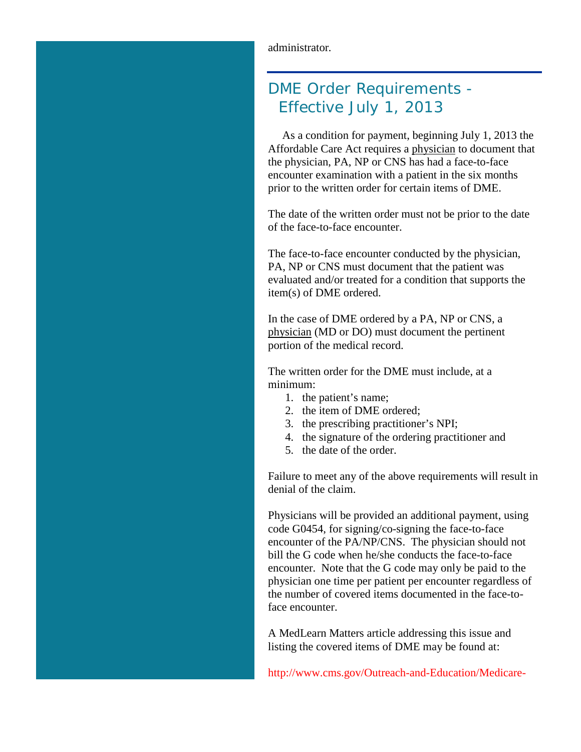administrator.

## DME Order Requirements - Effective July 1, 2013

As a condition for payment, beginning July 1, 2013 the Affordable Care Act requires a physician to document that the physician, PA, NP or CNS has had a face-to-face encounter examination with a patient in the six months prior to the written order for certain items of DME.

The date of the written order must not be prior to the date of the face-to-face encounter.

The face-to-face encounter conducted by the physician, PA, NP or CNS must document that the patient was evaluated and/or treated for a condition that supports the item(s) of DME ordered.

In the case of DME ordered by a PA, NP or CNS, a physician (MD or DO) must document the pertinent portion of the medical record.

The written order for the DME must include, at a minimum:

1. the patient's name;
2. the item of DME ordered;
3. the prescribing practitioner's NPI;
4. the signature of the ordering practitioner and
5. the date of the order.

Failure to meet any of the above requirements will result in denial of the claim.

Physicians will be provided an additional payment, using code G0454, for signing/co-signing the face-to-face encounter of the PA/NP/CNS. The physician should not bill the G code when he/she conducts the face-to-face encounter. Note that the G code may only be paid to the physician one time per patient per encounter regardless of the number of covered items documented in the face-to-face encounter.

A MedLearn Matters article addressing this issue and listing the covered items of DME may be found at:

http://www.cms.gov/Outreach-and-Education/Medicare-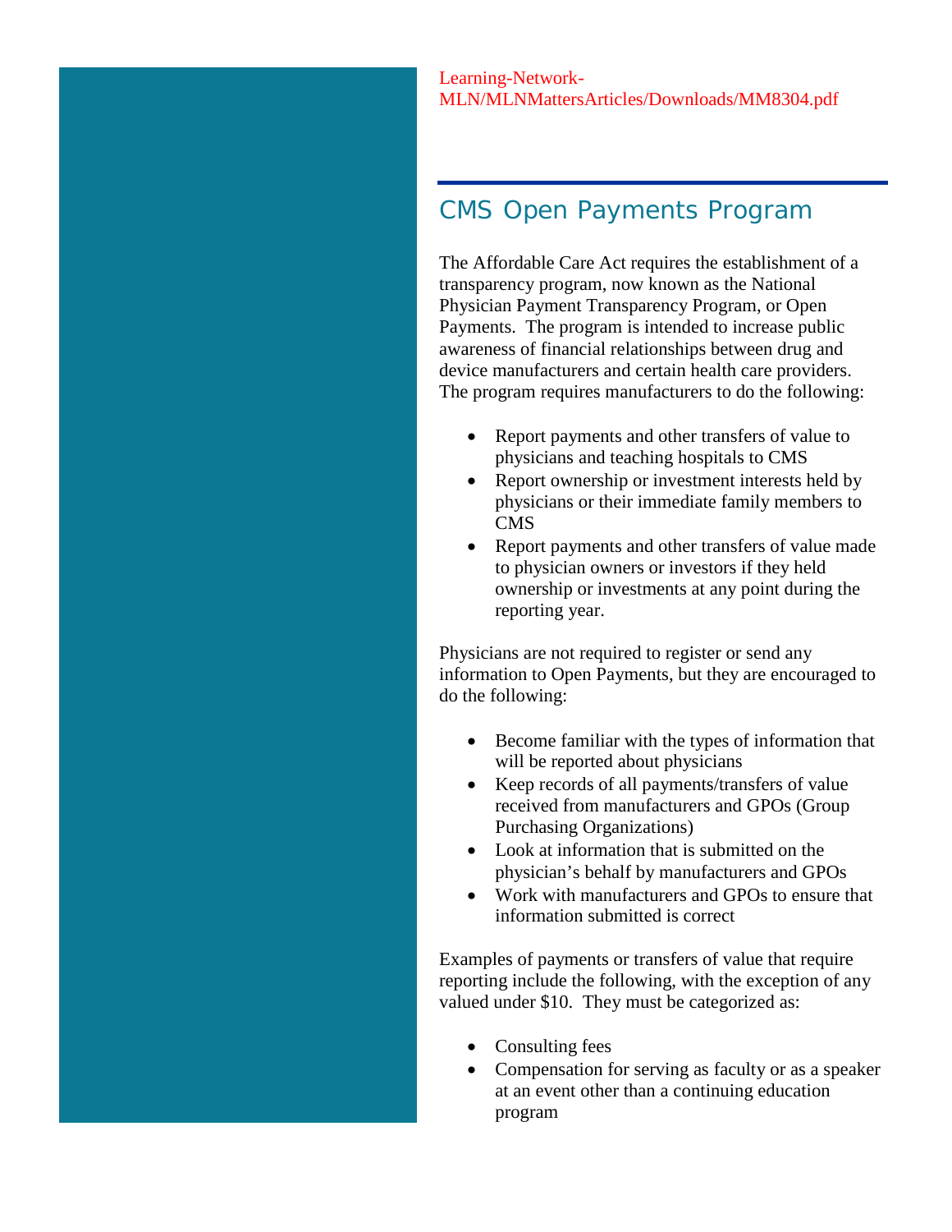Learning-Network-MLN/MLNMattersArticles/Downloads/MM8304.pdf

## CMS Open Payments Program

The Affordable Care Act requires the establishment of a transparency program, now known as the National Physician Payment Transparency Program, or Open Payments. The program is intended to increase public awareness of financial relationships between drug and device manufacturers and certain health care providers. The program requires manufacturers to do the following:

- Report payments and other transfers of value to physicians and teaching hospitals to CMS
- Report ownership or investment interests held by physicians or their immediate family members to CMS
- Report payments and other transfers of value made to physician owners or investors if they held ownership or investments at any point during the reporting year.

Physicians are not required to register or send any information to Open Payments, but they are encouraged to do the following:

- Become familiar with the types of information that will be reported about physicians
- Keep records of all payments/transfers of value received from manufacturers and GPOs (Group Purchasing Organizations)
- Look at information that is submitted on the physician's behalf by manufacturers and GPOs
- Work with manufacturers and GPOs to ensure that information submitted is correct

Examples of payments or transfers of value that require reporting include the following, with the exception of any valued under $10. They must be categorized as:

- Consulting fees
- Compensation for serving as faculty or as a speaker at an event other than a continuing education program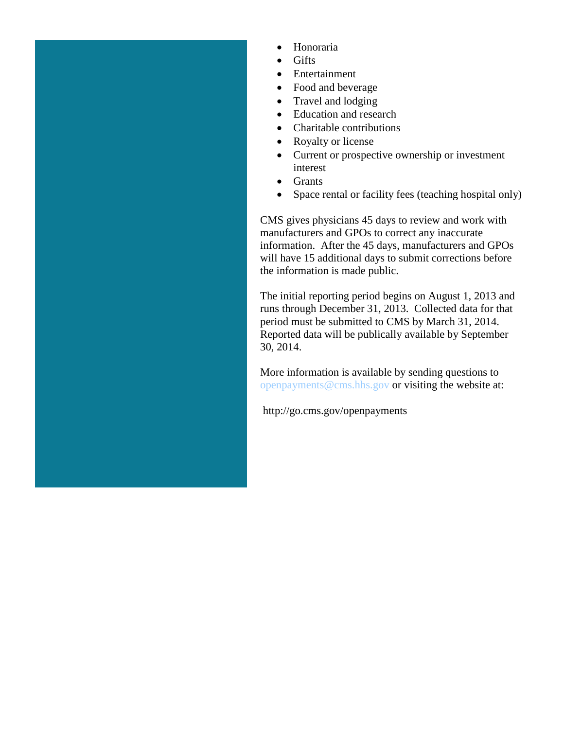- Honoraria
- Gifts
- Entertainment
- Food and beverage
- Travel and lodging
- Education and research
- Charitable contributions
- Royalty or license
- Current or prospective ownership or investment interest
- Grants
- Space rental or facility fees (teaching hospital only)

CMS gives physicians 45 days to review and work with manufacturers and GPOs to correct any inaccurate information. After the 45 days, manufacturers and GPOs will have 15 additional days to submit corrections before the information is made public.

The initial reporting period begins on August 1, 2013 and runs through December 31, 2013. Collected data for that period must be submitted to CMS by March 31, 2014. Reported data will be publically available by September 30, 2014.

More information is available by sending questions to openpayments@cms.hhs.gov or visiting the website at:

http://go.cms.gov/openpayments